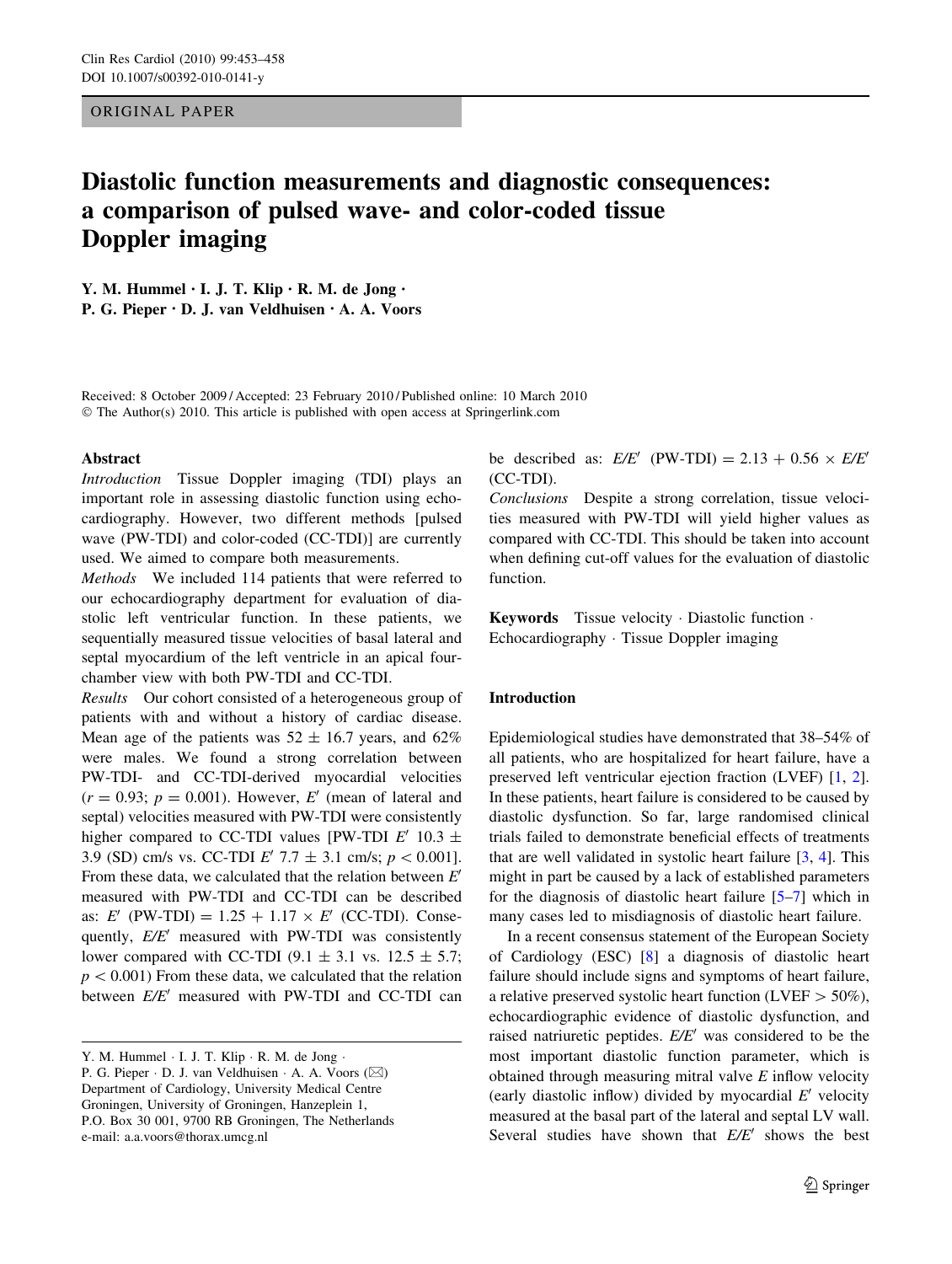ORIGINAL PAPER

# Diastolic function measurements and diagnostic consequences: a comparison of pulsed wave- and color-coded tissue Doppler imaging

**Y. M. Hummel · I. J. T. Klip · R. M. de Jong · P. G. Pieper · D. J. van Veldhuisen · A. A. Voors**

Received: 8 October 2009 / Accepted: 23 February 2010 / Published online: 10 March 2010
© The Author(s) 2010. This article is published with open access at Springerlink.com

## Abstract

*Introduction* Tissue Doppler imaging (TDI) plays an important role in assessing diastolic function using echocardiography. However, two different methods [pulsed wave (PW-TDI) and color-coded (CC-TDI)] are currently used. We aimed to compare both measurements.

*Methods* We included 114 patients that were referred to our echocardiography department for evaluation of diastolic left ventricular function. In these patients, we sequentially measured tissue velocities of basal lateral and septal myocardium of the left ventricle in an apical four-chamber view with both PW-TDI and CC-TDI.

*Results* Our cohort consisted of a heterogeneous group of patients with and without a history of cardiac disease. Mean age of the patients was $52 \pm 16.7$ years, and 62% were males. We found a strong correlation between PW-TDI- and CC-TDI-derived myocardial velocities ($r = 0.93$; $p = 0.001$). However, $E'$ (mean of lateral and septal) velocities measured with PW-TDI were consistently higher compared to CC-TDI values [PW-TDI $E'$ $10.3 \pm 3.9$ (SD) cm/s vs. CC-TDI $E'$ $7.7 \pm 3.1$ cm/s; $p < 0.001$]. From these data, we calculated that the relation between $E'$ measured with PW-TDI and CC-TDI can be described as: $E'$ (PW-TDI) $= 1.25 + 1.17 \times E'$ (CC-TDI). Consequently, $E/E'$ measured with PW-TDI was consistently lower compared with CC-TDI ($9.1 \pm 3.1$ vs. $12.5 \pm 5.7$; $p < 0.001$) From these data, we calculated that the relation between $E/E'$ measured with PW-TDI and CC-TDI can be described as: $E/E'$ (PW-TDI) $= 2.13 + 0.56 \times E/E'$ (CC-TDI).

*Conclusions* Despite a strong correlation, tissue velocities measured with PW-TDI will yield higher values as compared with CC-TDI. This should be taken into account when defining cut-off values for the evaluation of diastolic function.

**Keywords** Tissue velocity · Diastolic function · Echocardiography · Tissue Doppler imaging

## Introduction

Epidemiological studies have demonstrated that 38–54% of all patients, who are hospitalized for heart failure, have a preserved left ventricular ejection fraction (LVEF) [1, 2]. In these patients, heart failure is considered to be caused by diastolic dysfunction. So far, large randomised clinical trials failed to demonstrate beneficial effects of treatments that are well validated in systolic heart failure [3, 4]. This might in part be caused by a lack of established parameters for the diagnosis of diastolic heart failure [5–7] which in many cases led to misdiagnosis of diastolic heart failure.

In a recent consensus statement of the European Society of Cardiology (ESC) [8] a diagnosis of diastolic heart failure should include signs and symptoms of heart failure, a relative preserved systolic heart function (LVEF > 50%), echocardiographic evidence of diastolic dysfunction, and raised natriuretic peptides. $E/E'$ was considered to be the most important diastolic function parameter, which is obtained through measuring mitral valve $E$ inflow velocity (early diastolic inflow) divided by myocardial $E'$ velocity measured at the basal part of the lateral and septal LV wall. Several studies have shown that $E/E'$ shows the best

Y. M. Hummel · I. J. T. Klip · R. M. de Jong · P. G. Pieper · D. J. van Veldhuisen · A. A. Voors (✉)
Department of Cardiology, University Medical Centre Groningen, University of Groningen, Hanzeplein 1, P.O. Box 30 001, 9700 RB Groningen, The Netherlands
e-mail: a.a.voors@thorax.umcg.nl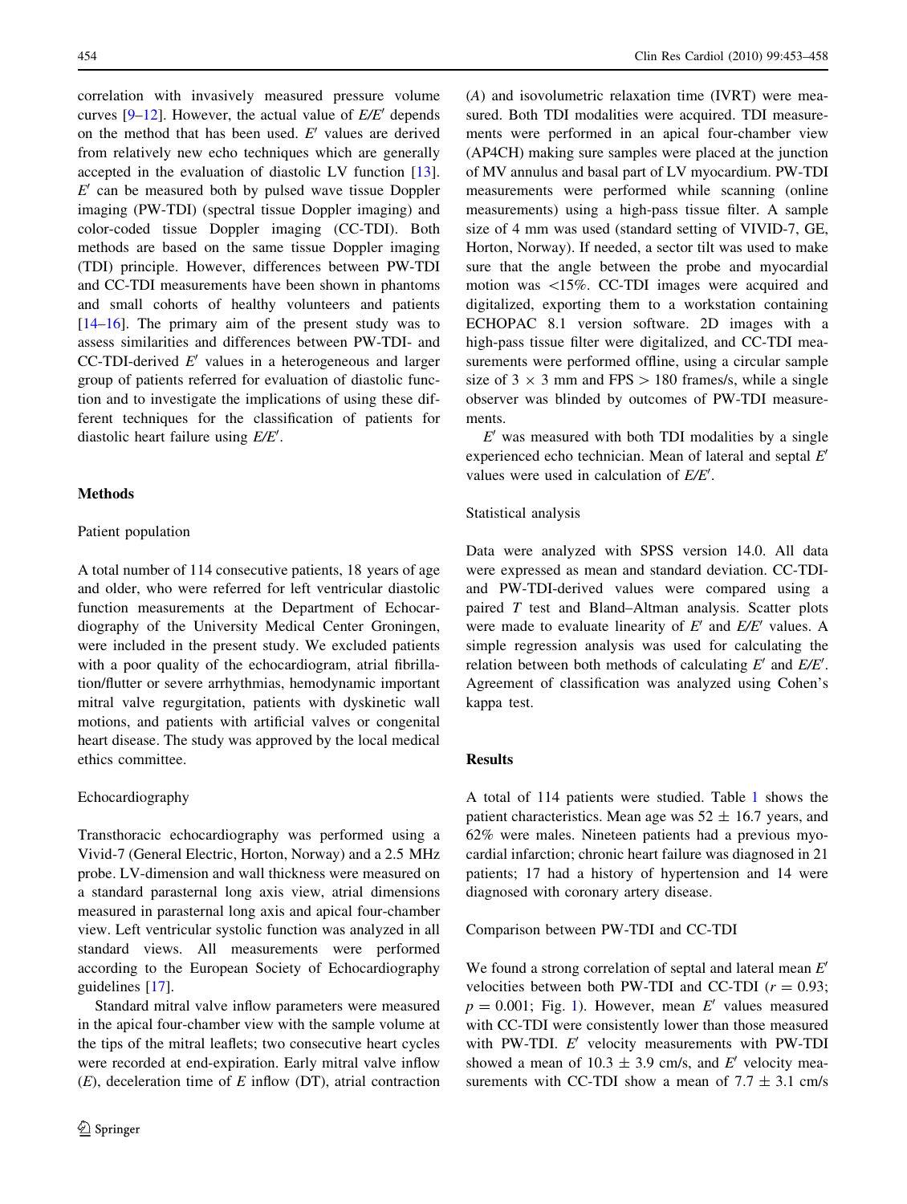correlation with invasively measured pressure volume curves [9–12]. However, the actual value of $E/E'$ depends on the method that has been used. $E'$ values are derived from relatively new echo techniques which are generally accepted in the evaluation of diastolic LV function [13]. $E'$ can be measured both by pulsed wave tissue Doppler imaging (PW-TDI) (spectral tissue Doppler imaging) and color-coded tissue Doppler imaging (CC-TDI). Both methods are based on the same tissue Doppler imaging (TDI) principle. However, differences between PW-TDI and CC-TDI measurements have been shown in phantoms and small cohorts of healthy volunteers and patients [14–16]. The primary aim of the present study was to assess similarities and differences between PW-TDI- and CC-TDI-derived $E'$ values in a heterogeneous and larger group of patients referred for evaluation of diastolic function and to investigate the implications of using these different techniques for the classification of patients for diastolic heart failure using $E/E'$.

## Methods

### Patient population

A total number of 114 consecutive patients, 18 years of age and older, who were referred for left ventricular diastolic function measurements at the Department of Echocardiography of the University Medical Center Groningen, were included in the present study. We excluded patients with a poor quality of the echocardiogram, atrial fibrillation/flutter or severe arrhythmias, hemodynamic important mitral valve regurgitation, patients with dyskinetic wall motions, and patients with artificial valves or congenital heart disease. The study was approved by the local medical ethics committee.

### Echocardiography

Transthoracic echocardiography was performed using a Vivid-7 (General Electric, Horton, Norway) and a 2.5 MHz probe. LV-dimension and wall thickness were measured on a standard parasternal long axis view, atrial dimensions measured in parasternal long axis and apical four-chamber view. Left ventricular systolic function was analyzed in all standard views. All measurements were performed according to the European Society of Echocardiography guidelines [17].

Standard mitral valve inflow parameters were measured in the apical four-chamber view with the sample volume at the tips of the mitral leaflets; two consecutive heart cycles were recorded at end-expiration. Early mitral valve inflow ($E$), deceleration time of $E$ inflow (DT), atrial contraction ($A$) and isovolumetric relaxation time (IVRT) were measured. Both TDI modalities were acquired. TDI measurements were performed in an apical four-chamber view (AP4CH) making sure samples were placed at the junction of MV annulus and basal part of LV myocardium. PW-TDI measurements were performed while scanning (online measurements) using a high-pass tissue filter. A sample size of 4 mm was used (standard setting of VIVID-7, GE, Horton, Norway). If needed, a sector tilt was used to make sure that the angle between the probe and myocardial motion was <15%. CC-TDI images were acquired and digitalized, exporting them to a workstation containing ECHOPAC 8.1 version software. 2D images with a high-pass tissue filter were digitalized, and CC-TDI measurements were performed offline, using a circular sample size of 3 × 3 mm and FPS > 180 frames/s, while a single observer was blinded by outcomes of PW-TDI measurements.

$E'$ was measured with both TDI modalities by a single experienced echo technician. Mean of lateral and septal $E'$ values were used in calculation of $E/E'$.

### Statistical analysis

Data were analyzed with SPSS version 14.0. All data were expressed as mean and standard deviation. CC-TDI- and PW-TDI-derived values were compared using a paired $T$ test and Bland–Altman analysis. Scatter plots were made to evaluate linearity of $E'$ and $E/E'$ values. A simple regression analysis was used for calculating the relation between both methods of calculating $E'$ and $E/E'$. Agreement of classification was analyzed using Cohen's kappa test.

## Results

A total of 114 patients were studied. Table 1 shows the patient characteristics. Mean age was 52 ± 16.7 years, and 62% were males. Nineteen patients had a previous myocardial infarction; chronic heart failure was diagnosed in 21 patients; 17 had a history of hypertension and 14 were diagnosed with coronary artery disease.

### Comparison between PW-TDI and CC-TDI

We found a strong correlation of septal and lateral mean $E'$ velocities between both PW-TDI and CC-TDI ($r = 0.93$; $p = 0.001$; Fig. 1). However, mean $E'$ values measured with CC-TDI were consistently lower than those measured with PW-TDI. $E'$ velocity measurements with PW-TDI showed a mean of 10.3 ± 3.9 cm/s, and $E'$ velocity measurements with CC-TDI show a mean of 7.7 ± 3.1 cm/s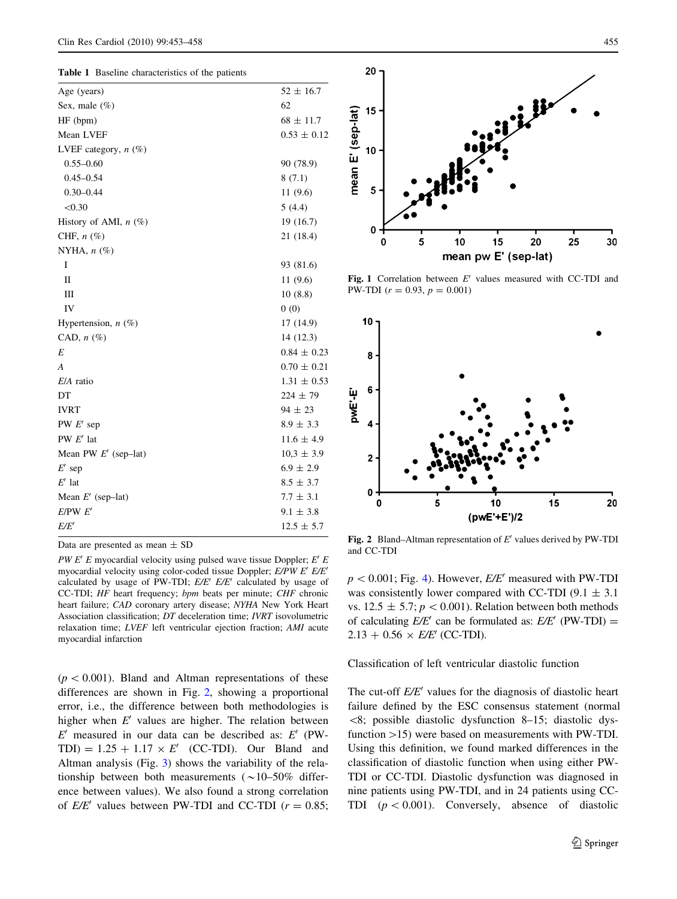**Table 1** Baseline characteristics of the patients

| | |
|---|---|
| Age (years) | 52 ± 16.7 |
| Sex, male (%) | 62 |
| HF (bpm) | 68 ± 11.7 |
| Mean LVEF | 0.53 ± 0.12 |
| LVEF category, *n* (%) | |
| 0.55–0.60 | 90 (78.9) |
| 0.45–0.54 | 8 (7.1) |
| 0.30–0.44 | 11 (9.6) |
| <0.30 | 5 (4.4) |
| History of AMI, *n* (%) | 19 (16.7) |
| CHF, *n* (%) | 21 (18.4) |
| NYHA, *n* (%) | |
| I | 93 (81.6) |
| II | 11 (9.6) |
| III | 10 (8.8) |
| IV | 0 (0) |
| Hypertension, *n* (%) | 17 (14.9) |
| CAD, *n* (%) | 14 (12.3) |
| *E* | 0.84 ± 0.23 |
| *A* | 0.70 ± 0.21 |
| *E*/*A* ratio | 1.31 ± 0.53 |
| DT | 224 ± 79 |
| IVRT | 94 ± 23 |
| PW $E'$ sep | 8.9 ± 3.3 |
| PW $E'$ lat | 11.6 ± 4.9 |
| Mean PW $E'$ (sep–lat) | 10,3 ± 3.9 |
| $E'$ sep | 6.9 ± 2.9 |
| $E'$ lat | 8.5 ± 3.7 |
| Mean $E'$ (sep–lat) | 7.7 ± 3.1 |
| $E$/PW $E'$ | 9.1 ± 3.8 |
| $E/E'$ | 12.5 ± 5.7 |

Data are presented as mean ± SD

*PW E'* E myocardial velocity using pulsed wave tissue Doppler; *E'* E myocardial velocity using color-coded tissue Doppler; *E/PW E'* *E/E'* calculated by usage of PW-TDI; *E/E'* *E/E'* calculated by usage of CC-TDI; *HF* heart frequency; *bpm* beats per minute; *CHF* chronic heart failure; *CAD* coronary artery disease; *NYHA* New York Heart Association classification; *DT* deceleration time; *IVRT* isovolumetric relaxation time; *LVEF* left ventricular ejection fraction; *AMI* acute myocardial infarction

($p < 0.001$). Bland and Altman representations of these differences are shown in Fig. 2, showing a proportional error, i.e., the difference between both methodologies is higher when $E'$ values are higher. The relation between $E'$ measured in our data can be described as: $E'$ (PW-TDI) = 1.25 + 1.17 × $E'$ (CC-TDI). Our Bland and Altman analysis (Fig. 3) shows the variability of the relationship between both measurements (~10–50% difference between values). We also found a strong correlation of $E/E'$ values between PW-TDI and CC-TDI ($r = 0.85$; $p < 0.001$; Fig. 4). However, $E/E'$ measured with PW-TDI was consistently lower compared with CC-TDI (9.1 ± 3.1 vs. 12.5 ± 5.7; $p < 0.001$). Relation between both methods of calculating $E/E'$ can be formulated as: $E/E'$ (PW-TDI) = 2.13 + 0.56 × $E/E'$ (CC-TDI).

**Fig. 1** Correlation between $E'$ values measured with CC-TDI and PW-TDI ($r = 0.93$, $p = 0.001$)

**Fig. 2** Bland–Altman representation of $E'$ values derived by PW-TDI and CC-TDI

### Classification of left ventricular diastolic function

The cut-off $E/E'$ values for the diagnosis of diastolic heart failure defined by the ESC consensus statement (normal <8; possible diastolic dysfunction 8–15; diastolic dysfunction >15) were based on measurements with PW-TDI. Using this definition, we found marked differences in the classification of diastolic function when using either PW-TDI or CC-TDI. Diastolic dysfunction was diagnosed in nine patients using PW-TDI, and in 24 patients using CC-TDI ($p < 0.001$). Conversely, absence of diastolic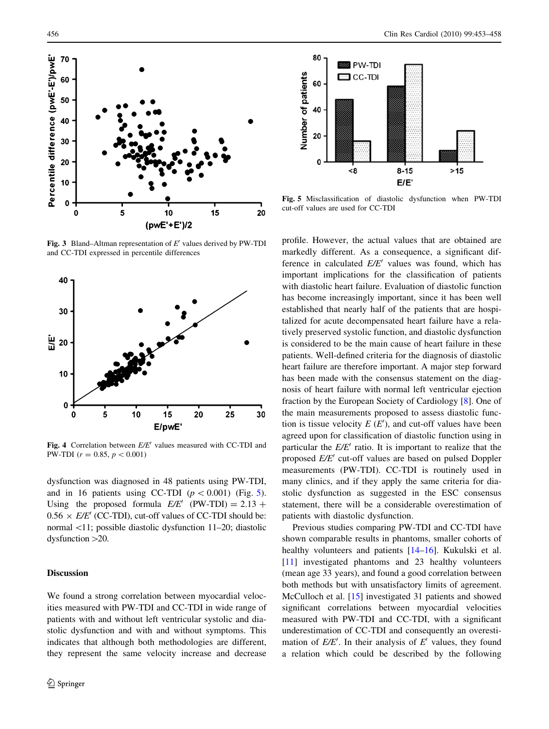Fig. 3 Bland–Altman representation of $E'$ values derived by PW-TDI and CC-TDI expressed in percentile differences

Fig. 4 Correlation between $E/E'$ values measured with CC-TDI and PW-TDI ($r = 0.85$, $p < 0.001$)

dysfunction was diagnosed in 48 patients using PW-TDI, and in 16 patients using CC-TDI ($p < 0.001$) (Fig. 5). Using the proposed formula $E/E'$ (PW-TDI) $= 2.13 + 0.56 \times E/E'$ (CC-TDI), cut-off values of CC-TDI should be: normal <11; possible diastolic dysfunction 11–20; diastolic dysfunction >20.

## Discussion

We found a strong correlation between myocardial velocities measured with PW-TDI and CC-TDI in wide range of patients with and without left ventricular systolic and diastolic dysfunction and with and without symptoms. This indicates that although both methodologies are different, they represent the same velocity increase and decrease profile. However, the actual values that are obtained are markedly different. As a consequence, a significant difference in calculated $E/E'$ values was found, which has important implications for the classification of patients with diastolic heart failure. Evaluation of diastolic function has become increasingly important, since it has been well established that nearly half of the patients that are hospitalized for acute decompensated heart failure have a relatively preserved systolic function, and diastolic dysfunction is considered to be the main cause of heart failure in these patients. Well-defined criteria for the diagnosis of diastolic heart failure are therefore important. A major step forward has been made with the consensus statement on the diagnosis of heart failure with normal left ventricular ejection fraction by the European Society of Cardiology [8]. One of the main measurements proposed to assess diastolic function is tissue velocity $E$ ($E'$), and cut-off values have been agreed upon for classification of diastolic function using in particular the $E/E'$ ratio. It is important to realize that the proposed $E/E'$ cut-off values are based on pulsed Doppler measurements (PW-TDI). CC-TDI is routinely used in many clinics, and if they apply the same criteria for diastolic dysfunction as suggested in the ESC consensus statement, there will be a considerable overestimation of patients with diastolic dysfunction.

Fig. 5 Misclassification of diastolic dysfunction when PW-TDI cut-off values are used for CC-TDI

Previous studies comparing PW-TDI and CC-TDI have shown comparable results in phantoms, smaller cohorts of healthy volunteers and patients [14–16]. Kukulski et al. [11] investigated phantoms and 23 healthy volunteers (mean age 33 years), and found a good correlation between both methods but with unsatisfactory limits of agreement. McCulloch et al. [15] investigated 31 patients and showed significant correlations between myocardial velocities measured with PW-TDI and CC-TDI, with a significant underestimation of CC-TDI and consequently an overestimation of $E/E'$. In their analysis of $E'$ values, they found a relation which could be described by the following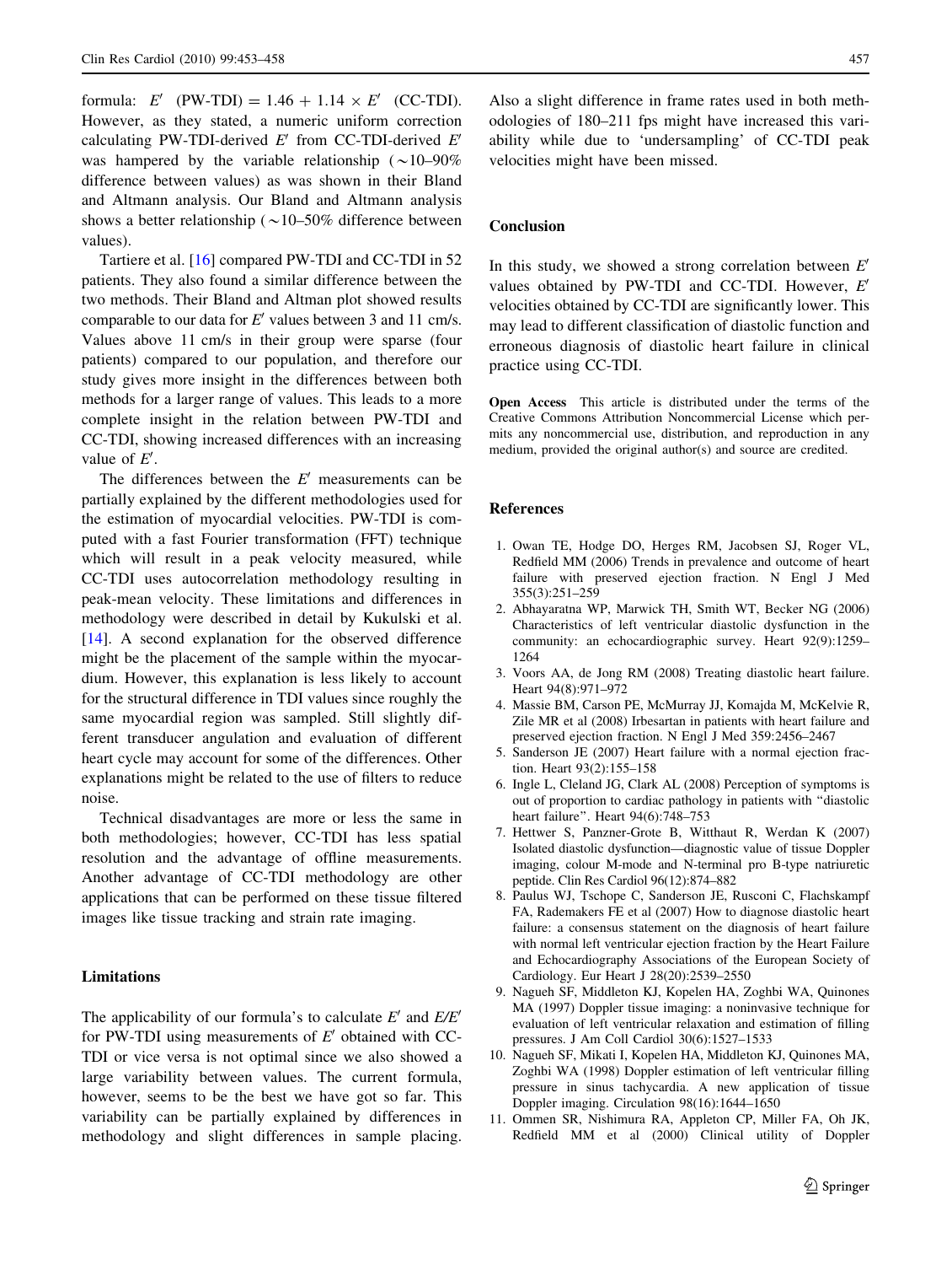formula: $E'$ (PW-TDI) = $1.46 + 1.14 \times E'$ (CC-TDI). However, as they stated, a numeric uniform correction calculating PW-TDI-derived $E'$ from CC-TDI-derived $E'$ was hampered by the variable relationship (~10–90% difference between values) as was shown in their Bland and Altmann analysis. Our Bland and Altmann analysis shows a better relationship (~10–50% difference between values).

Tartiere et al. [16] compared PW-TDI and CC-TDI in 52 patients. They also found a similar difference between the two methods. Their Bland and Altman plot showed results comparable to our data for $E'$ values between 3 and 11 cm/s. Values above 11 cm/s in their group were sparse (four patients) compared to our population, and therefore our study gives more insight in the differences between both methods for a larger range of values. This leads to a more complete insight in the relation between PW-TDI and CC-TDI, showing increased differences with an increasing value of $E'$.

The differences between the $E'$ measurements can be partially explained by the different methodologies used for the estimation of myocardial velocities. PW-TDI is computed with a fast Fourier transformation (FFT) technique which will result in a peak velocity measured, while CC-TDI uses autocorrelation methodology resulting in peak-mean velocity. These limitations and differences in methodology were described in detail by Kukulski et al. [14]. A second explanation for the observed difference might be the placement of the sample within the myocardium. However, this explanation is less likely to account for the structural difference in TDI values since roughly the same myocardial region was sampled. Still slightly different transducer angulation and evaluation of different heart cycle may account for some of the differences. Other explanations might be related to the use of filters to reduce noise.

Technical disadvantages are more or less the same in both methodologies; however, CC-TDI has less spatial resolution and the advantage of offline measurements. Another advantage of CC-TDI methodology are other applications that can be performed on these tissue filtered images like tissue tracking and strain rate imaging.

## Limitations

The applicability of our formula's to calculate $E'$ and $E/E'$ for PW-TDI using measurements of $E'$ obtained with CC-TDI or vice versa is not optimal since we also showed a large variability between values. The current formula, however, seems to be the best we have got so far. This variability can be partially explained by differences in methodology and slight differences in sample placing. Also a slight difference in frame rates used in both methodologies of 180–211 fps might have increased this variability while due to 'undersampling' of CC-TDI peak velocities might have been missed.

## Conclusion

In this study, we showed a strong correlation between $E'$ values obtained by PW-TDI and CC-TDI. However, $E'$ velocities obtained by CC-TDI are significantly lower. This may lead to different classification of diastolic function and erroneous diagnosis of diastolic heart failure in clinical practice using CC-TDI.

**Open Access** This article is distributed under the terms of the Creative Commons Attribution Noncommercial License which permits any noncommercial use, distribution, and reproduction in any medium, provided the original author(s) and source are credited.

## References

1. Owan TE, Hodge DO, Herges RM, Jacobsen SJ, Roger VL, Redfield MM (2006) Trends in prevalence and outcome of heart failure with preserved ejection fraction. N Engl J Med 355(3):251–259
2. Abhayaratna WP, Marwick TH, Smith WT, Becker NG (2006) Characteristics of left ventricular diastolic dysfunction in the community: an echocardiographic survey. Heart 92(9):1259–1264
3. Voors AA, de Jong RM (2008) Treating diastolic heart failure. Heart 94(8):971–972
4. Massie BM, Carson PE, McMurray JJ, Komajda M, McKelvie R, Zile MR et al (2008) Irbesartan in patients with heart failure and preserved ejection fraction. N Engl J Med 359:2456–2467
5. Sanderson JE (2007) Heart failure with a normal ejection fraction. Heart 93(2):155–158
6. Ingle L, Cleland JG, Clark AL (2008) Perception of symptoms is out of proportion to cardiac pathology in patients with "diastolic heart failure". Heart 94(6):748–753
7. Hettwer S, Panzner-Grote B, Witthaut R, Werdan K (2007) Isolated diastolic dysfunction—diagnostic value of tissue Doppler imaging, colour M-mode and N-terminal pro B-type natriuretic peptide. Clin Res Cardiol 96(12):874–882
8. Paulus WJ, Tschope C, Sanderson JE, Rusconi C, Flachskampf FA, Rademakers FE et al (2007) How to diagnose diastolic heart failure: a consensus statement on the diagnosis of heart failure with normal left ventricular ejection fraction by the Heart Failure and Echocardiography Associations of the European Society of Cardiology. Eur Heart J 28(20):2539–2550
9. Nagueh SF, Middleton KJ, Kopelen HA, Zoghbi WA, Quinones MA (1997) Doppler tissue imaging: a noninvasive technique for evaluation of left ventricular relaxation and estimation of filling pressures. J Am Coll Cardiol 30(6):1527–1533
10. Nagueh SF, Mikati I, Kopelen HA, Middleton KJ, Quinones MA, Zoghbi WA (1998) Doppler estimation of left ventricular filling pressure in sinus tachycardia. A new application of tissue Doppler imaging. Circulation 98(16):1644–1650
11. Ommen SR, Nishimura RA, Appleton CP, Miller FA, Oh JK, Redfield MM et al (2000) Clinical utility of Doppler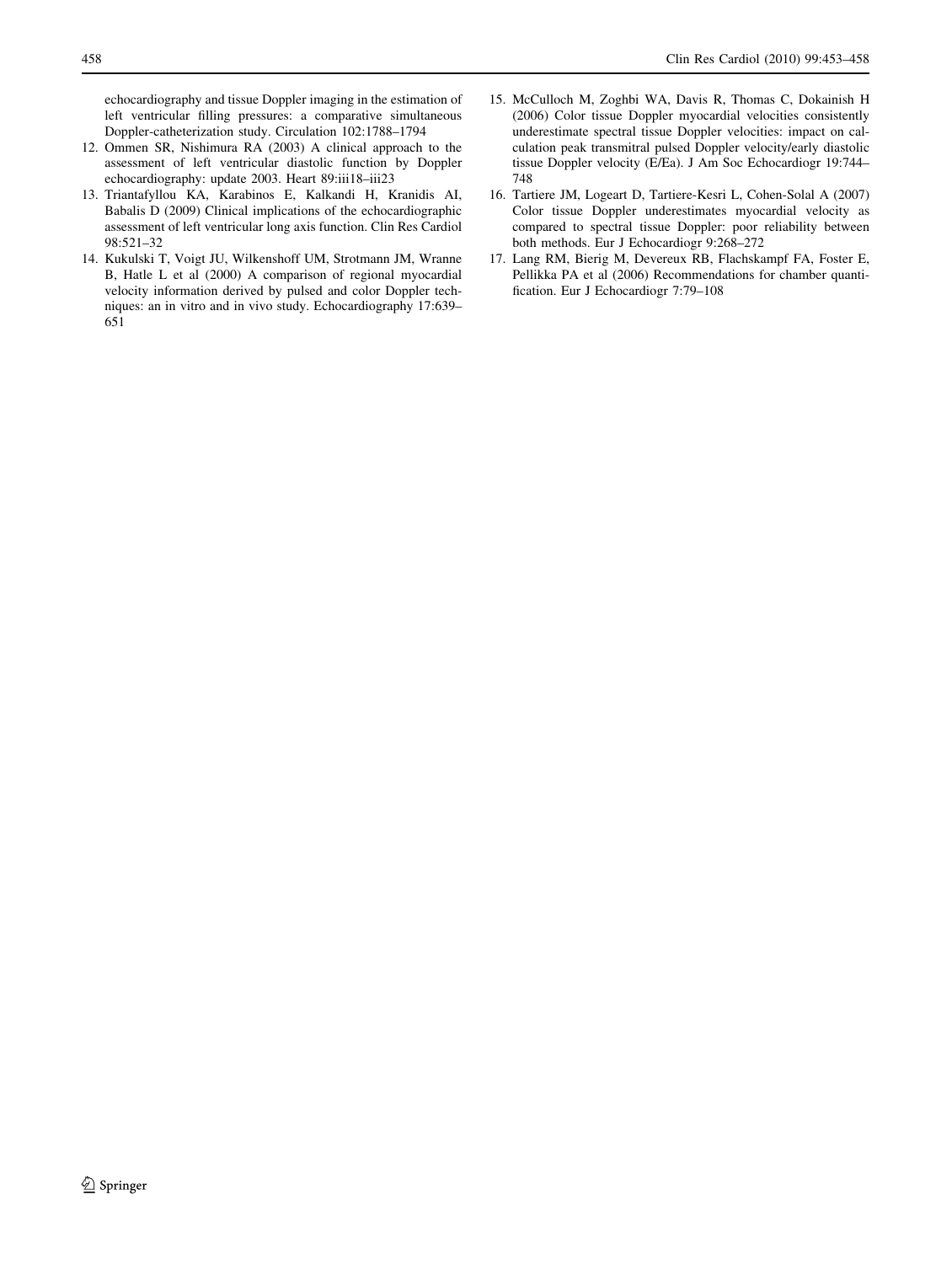echocardiography and tissue Doppler imaging in the estimation of left ventricular filling pressures: a comparative simultaneous Doppler-catheterization study. Circulation 102:1788–1794

12. Ommen SR, Nishimura RA (2003) A clinical approach to the assessment of left ventricular diastolic function by Doppler echocardiography: update 2003. Heart 89:iii18–iii23
13. Triantafyllou KA, Karabinos E, Kalkandi H, Kranidis AI, Babalis D (2009) Clinical implications of the echocardiographic assessment of left ventricular long axis function. Clin Res Cardiol 98:521–32
14. Kukulski T, Voigt JU, Wilkenshoff UM, Strotmann JM, Wranne B, Hatle L et al (2000) A comparison of regional myocardial velocity information derived by pulsed and color Doppler techniques: an in vitro and in vivo study. Echocardiography 17:639–651
15. McCulloch M, Zoghbi WA, Davis R, Thomas C, Dokainish H (2006) Color tissue Doppler myocardial velocities consistently underestimate spectral tissue Doppler velocities: impact on calculation peak transmitral pulsed Doppler velocity/early diastolic tissue Doppler velocity (E/Ea). J Am Soc Echocardiogr 19:744–748
16. Tartiere JM, Logeart D, Tartiere-Kesri L, Cohen-Solal A (2007) Color tissue Doppler underestimates myocardial velocity as compared to spectral tissue Doppler: poor reliability between both methods. Eur J Echocardiogr 9:268–272
17. Lang RM, Bierig M, Devereux RB, Flachskampf FA, Foster E, Pellikka PA et al (2006) Recommendations for chamber quantification. Eur J Echocardiogr 7:79–108